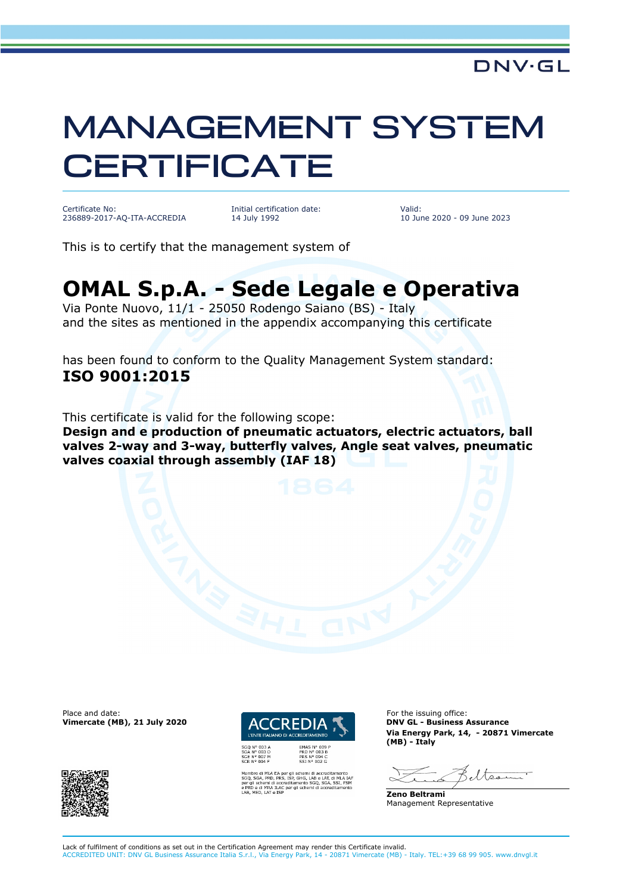DNV·GL

# MANAGEMENT SYSTEM CERTIFICATE

| Certificate No: | Initial certification date: | Valid: |
|---|---|---|
| 236889-2017-AQ-ITA-ACCREDIA | 14 July 1992 | 10 June 2020 - 09 June 2023 |

This is to certify that the management system of

## OMAL S.p.A. - Sede Legale e Operativa

Via Ponte Nuovo, 11/1 - 25050 Rodengo Saiano (BS) - Italy
and the sites as mentioned in the appendix accompanying this certificate

has been found to conform to the Quality Management System standard:
**ISO 9001:2015**

This certificate is valid for the following scope:
**Design and e production of pneumatic actuators, electric actuators, ball valves 2-way and 3-way, butterfly valves, Angle seat valves, pneumatic valves coaxial through assembly (IAF 18)**

Place and date:
**Vimercate (MB), 21 July 2020**

ACCREDIA
L'ENTE ITALIANO DI ACCREDITAMENTO

SGQ N° 003 A
SGA N° 003 D
SGE N° 007 M
SCR N° 004 F

EMAS N° 009 P
PRD N° 003 B
PRS N° 094 C
SSI N° 002 G

Membro di MLA EA per gli schemi di accreditamento SGQ, SGA, PRD, PRS, ISP, GHG, LAB e LAT, di MLA IAF per gli schemi di accreditamento SGQ, SGA, SSI, FSM e PRD e di MRA ILAC per gli schemi di accreditamento LAB, MED, LAT e ISP

For the issuing office:
**DNV GL - Business Assurance**
**Via Energy Park, 14, - 20871 Vimercate (MB) - Italy**

**Zeno Beltrami**
Management Representative

Lack of fulfilment of conditions as set out in the Certification Agreement may render this Certificate invalid.
ACCREDITED UNIT: DNV GL Business Assurance Italia S.r.l., Via Energy Park, 14 - 20871 Vimercate (MB) - Italy. TEL:+39 68 99 905. www.dnvgl.it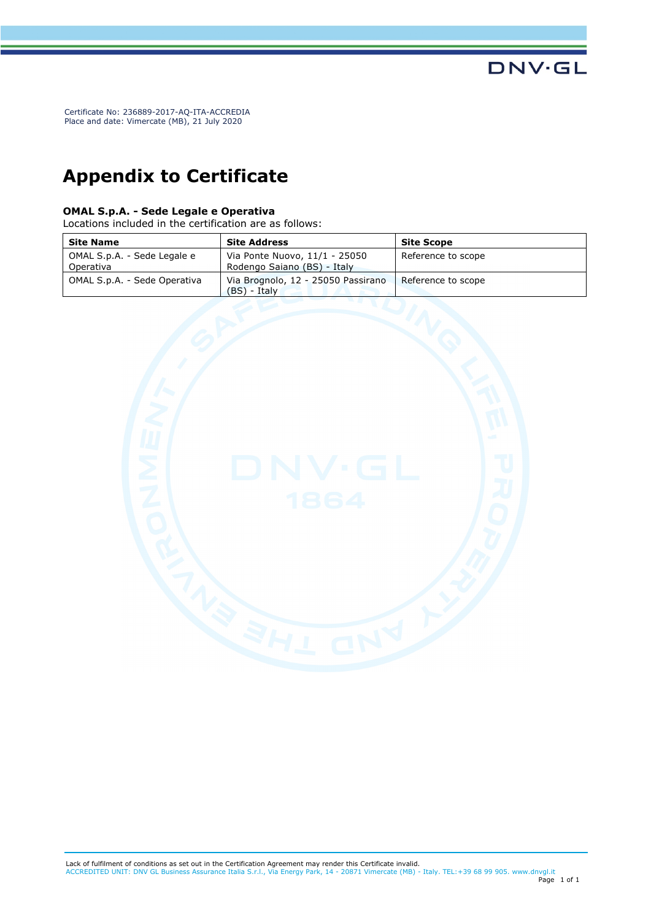Certificate No: 236889-2017-AQ-ITA-ACCREDIA
Place and date: Vimercate (MB), 21 July 2020

# Appendix to Certificate

**OMAL S.p.A. - Sede Legale e Operativa**
Locations included in the certification are as follows:

| Site Name | Site Address | Site Scope |
|---|---|---|
| OMAL S.p.A. - Sede Legale e Operativa | Via Ponte Nuovo, 11/1 - 25050 Rodengo Saiano (BS) - Italy | Reference to scope |
| OMAL S.p.A. - Sede Operativa | Via Brognolo, 12 - 25050 Passirano (BS) - Italy | Reference to scope |

Lack of fulfilment of conditions as set out in the Certification Agreement may render this Certificate invalid.
ACCREDITED UNIT: DNV GL Business Assurance Italia S.r.l., Via Energy Park, 14 - 20871 Vimercate (MB) - Italy. TEL:+39 68 99 905. www.dnvgl.it